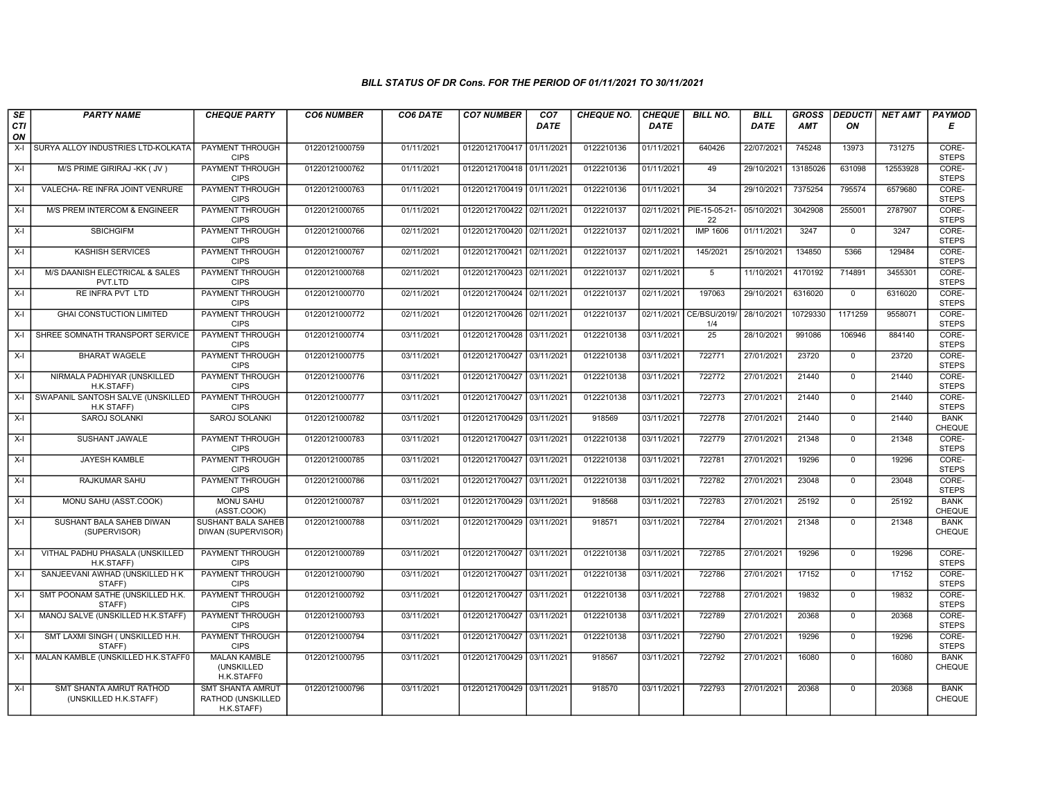# BILL STATUS OF DR Cons. FOR THE PERIOD OF 01/11/2021 TO 30/11/2021

| SECTION | PARTY NAME | CHEQUE PARTY | CO6 NUMBER | CO6 DATE | CO7 NUMBER | CO7 DATE | CHEQUE NO. | CHEQUE DATE | BILL NO. | BILL DATE | GROSS AMT | DEDUCTION | NET AMT | PAYMODE |
|---|---|---|---|---|---|---|---|---|---|---|---|---|---|---|
| X-I | SURYA ALLOY INDUSTRIES LTD-KOLKATA | PAYMENT THROUGH CIPS | 01220121000759 | 01/11/2021 | 01220121700417 | 01/11/2021 | 0122210136 | 01/11/2021 | 640426 | 22/07/2021 | 745248 | 13973 | 731275 | CORE-STEPS |
| X-I | M/S PRIME GIRIRAJ -KK ( JV ) | PAYMENT THROUGH CIPS | 01220121000762 | 01/11/2021 | 01220121700418 | 01/11/2021 | 0122210136 | 01/11/2021 | 49 | 29/10/2021 | 13185026 | 631098 | 12553928 | CORE-STEPS |
| X-I | VALECHA- RE INFRA JOINT VENRURE | PAYMENT THROUGH CIPS | 01220121000763 | 01/11/2021 | 01220121700419 | 01/11/2021 | 0122210136 | 01/11/2021 | 34 | 29/10/2021 | 7375254 | 795574 | 6579680 | CORE-STEPS |
| X-I | M/S PREM INTERCOM & ENGINEER | PAYMENT THROUGH CIPS | 01220121000765 | 01/11/2021 | 01220121700422 | 02/11/2021 | 0122210137 | 02/11/2021 | PIE-15-05-21-22 | 05/10/2021 | 3042908 | 255001 | 2787907 | CORE-STEPS |
| X-I | SBICHGIFM | PAYMENT THROUGH CIPS | 01220121000766 | 02/11/2021 | 01220121700420 | 02/11/2021 | 0122210137 | 02/11/2021 | IMP 1606 | 01/11/2021 | 3247 | 0 | 3247 | CORE-STEPS |
| X-I | KASHISH SERVICES | PAYMENT THROUGH CIPS | 01220121000767 | 02/11/2021 | 01220121700421 | 02/11/2021 | 0122210137 | 02/11/2021 | 145/2021 | 25/10/2021 | 134850 | 5366 | 129484 | CORE-STEPS |
| X-I | M/S DAANISH ELECTRICAL & SALES PVT.LTD | PAYMENT THROUGH CIPS | 01220121000768 | 02/11/2021 | 01220121700423 | 02/11/2021 | 0122210137 | 02/11/2021 | 5 | 11/10/2021 | 4170192 | 714891 | 3455301 | CORE-STEPS |
| X-I | RE INFRA PVT LTD | PAYMENT THROUGH CIPS | 01220121000770 | 02/11/2021 | 01220121700424 | 02/11/2021 | 0122210137 | 02/11/2021 | 197063 | 29/10/2021 | 6316020 | 0 | 6316020 | CORE-STEPS |
| X-I | GHAI CONSTUCTION LIMITED | PAYMENT THROUGH CIPS | 01220121000772 | 02/11/2021 | 01220121700426 | 02/11/2021 | 0122210137 | 02/11/2021 | CE/BSU/2019/1/4 | 28/10/2021 | 10729330 | 1171259 | 9558071 | CORE-STEPS |
| X-I | SHREE SOMNATH TRANSPORT SERVICE | PAYMENT THROUGH CIPS | 01220121000774 | 03/11/2021 | 01220121700428 | 03/11/2021 | 0122210138 | 03/11/2021 | 25 | 28/10/2021 | 991086 | 106946 | 884140 | CORE-STEPS |
| X-I | BHARAT WAGELE | PAYMENT THROUGH CIPS | 01220121000775 | 03/11/2021 | 01220121700427 | 03/11/2021 | 0122210138 | 03/11/2021 | 722771 | 27/01/2021 | 23720 | 0 | 23720 | CORE-STEPS |
| X-I | NIRMALA PADHIYAR (UNSKILLED H.K.STAFF) | PAYMENT THROUGH CIPS | 01220121000776 | 03/11/2021 | 01220121700427 | 03/11/2021 | 0122210138 | 03/11/2021 | 722772 | 27/01/2021 | 21440 | 0 | 21440 | CORE-STEPS |
| X-I | SWAPANIL SANTOSH SALVE (UNSKILLED H.K STAFF) | PAYMENT THROUGH CIPS | 01220121000777 | 03/11/2021 | 01220121700427 | 03/11/2021 | 0122210138 | 03/11/2021 | 722773 | 27/01/2021 | 21440 | 0 | 21440 | CORE-STEPS |
| X-I | SAROJ SOLANKI | SAROJ SOLANKI | 01220121000782 | 03/11/2021 | 01220121700429 | 03/11/2021 | 918569 | 03/11/2021 | 722778 | 27/01/2021 | 21440 | 0 | 21440 | BANK CHEQUE |
| X-I | SUSHANT JAWALE | PAYMENT THROUGH CIPS | 01220121000783 | 03/11/2021 | 01220121700427 | 03/11/2021 | 0122210138 | 03/11/2021 | 722779 | 27/01/2021 | 21348 | 0 | 21348 | CORE-STEPS |
| X-I | JAYESH KAMBLE | PAYMENT THROUGH CIPS | 01220121000785 | 03/11/2021 | 01220121700427 | 03/11/2021 | 0122210138 | 03/11/2021 | 722781 | 27/01/2021 | 19296 | 0 | 19296 | CORE-STEPS |
| X-I | RAJKUMAR SAHU | PAYMENT THROUGH CIPS | 01220121000786 | 03/11/2021 | 01220121700427 | 03/11/2021 | 0122210138 | 03/11/2021 | 722782 | 27/01/2021 | 23048 | 0 | 23048 | CORE-STEPS |
| X-I | MONU SAHU (ASST.COOK) | MONU SAHU (ASST.COOK) | 01220121000787 | 03/11/2021 | 01220121700429 | 03/11/2021 | 918568 | 03/11/2021 | 722783 | 27/01/2021 | 25192 | 0 | 25192 | BANK CHEQUE |
| X-I | SUSHANT BALA SAHEB DIWAN (SUPERVISOR) | SUSHANT BALA SAHEB DIWAN (SUPERVISOR) | 01220121000788 | 03/11/2021 | 01220121700429 | 03/11/2021 | 918571 | 03/11/2021 | 722784 | 27/01/2021 | 21348 | 0 | 21348 | BANK CHEQUE |
| X-I | VITHAL PADHU PHASALA (UNSKILLED H.K.STAFF) | PAYMENT THROUGH CIPS | 01220121000789 | 03/11/2021 | 01220121700427 | 03/11/2021 | 0122210138 | 03/11/2021 | 722785 | 27/01/2021 | 19296 | 0 | 19296 | CORE-STEPS |
| X-I | SANJEEVANI AWHAD (UNSKILLED H K STAFF) | PAYMENT THROUGH CIPS | 01220121000790 | 03/11/2021 | 01220121700427 | 03/11/2021 | 0122210138 | 03/11/2021 | 722786 | 27/01/2021 | 17152 | 0 | 17152 | CORE-STEPS |
| X-I | SMT POONAM SATHE (UNSKILLED H.K. STAFF) | PAYMENT THROUGH CIPS | 01220121000792 | 03/11/2021 | 01220121700427 | 03/11/2021 | 0122210138 | 03/11/2021 | 722788 | 27/01/2021 | 19832 | 0 | 19832 | CORE-STEPS |
| X-I | MANOJ SALVE (UNSKILLED H.K.STAFF) | PAYMENT THROUGH CIPS | 01220121000793 | 03/11/2021 | 01220121700427 | 03/11/2021 | 0122210138 | 03/11/2021 | 722789 | 27/01/2021 | 20368 | 0 | 20368 | CORE-STEPS |
| X-I | SMT LAXMI SINGH ( UNSKILLED H.H. STAFF) | PAYMENT THROUGH CIPS | 01220121000794 | 03/11/2021 | 01220121700427 | 03/11/2021 | 0122210138 | 03/11/2021 | 722790 | 27/01/2021 | 19296 | 0 | 19296 | CORE-STEPS |
| X-I | MALAN KAMBLE (UNSKILLED H.K.STAFF0 | MALAN KAMBLE (UNSKILLED H.K.STAFF0 | 01220121000795 | 03/11/2021 | 01220121700429 | 03/11/2021 | 918567 | 03/11/2021 | 722792 | 27/01/2021 | 16080 | 0 | 16080 | BANK CHEQUE |
| X-I | SMT SHANTA AMRUT RATHOD (UNSKILLED H.K.STAFF) | SMT SHANTA AMRUT RATHOD (UNSKILLED H.K.STAFF) | 01220121000796 | 03/11/2021 | 01220121700429 | 03/11/2021 | 918570 | 03/11/2021 | 722793 | 27/01/2021 | 20368 | 0 | 20368 | BANK CHEQUE |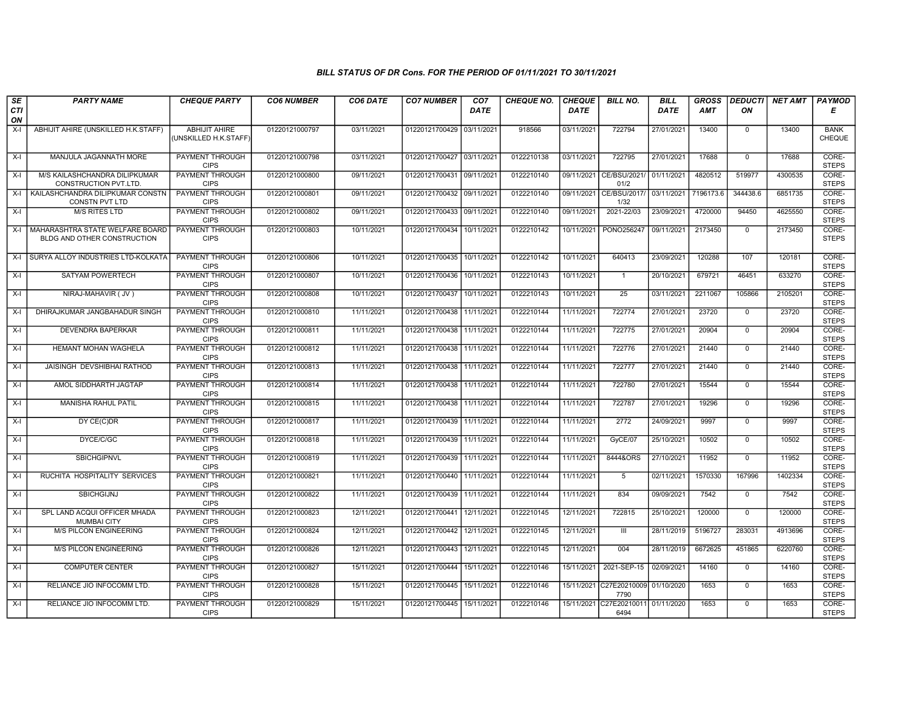### *BILL STATUS OF DR Cons. FOR THE PERIOD OF 01/11/2021 TO 30/11/2021*

| SECTION | PARTY NAME | CHEQUE PARTY | CO6 NUMBER | CO6 DATE | CO7 NUMBER | CO7 DATE | CHEQUE NO. | CHEQUE DATE | BILL NO. | BILL DATE | GROSS AMT | DEDUCTION | NET AMT | PAYMODE |
|---|---|---|---|---|---|---|---|---|---|---|---|---|---|---|
| X-I | ABHIJIT AHIRE (UNSKILLED H.K.STAFF) | ABHIJIT AHIRE (UNSKILLED H.K.STAFF) | 01220121000797 | 03/11/2021 | 01220121700429 | 03/11/2021 | 918566 | 03/11/2021 | 722794 | 27/01/2021 | 13400 | 0 | 13400 | BANK CHEQUE |
| X-I | MANJULA JAGANNATH MORE | PAYMENT THROUGH CIPS | 01220121000798 | 03/11/2021 | 01220121700427 | 03/11/2021 | 0122210138 | 03/11/2021 | 722795 | 27/01/2021 | 17688 | 0 | 17688 | CORE-STEPS |
| X-I | M/S KAILASHCHANDRA DILIPKUMAR CONSTRUCTION PVT.LTD. | PAYMENT THROUGH CIPS | 01220121000800 | 09/11/2021 | 01220121700431 | 09/11/2021 | 0122210140 | 09/11/2021 | CE/BSU/2021/01/2 | 01/11/2021 | 4820512 | 519977 | 4300535 | CORE-STEPS |
| X-I | KAILASHCHANDRA DILIPKUMAR CONSTN CONSTN PVT LTD | PAYMENT THROUGH CIPS | 01220121000801 | 09/11/2021 | 01220121700432 | 09/11/2021 | 0122210140 | 09/11/2021 | CE/BSU/2017/1/32 | 03/11/2021 | 7196173.6 | 344438.6 | 6851735 | CORE-STEPS |
| X-I | M/S RITES LTD | PAYMENT THROUGH CIPS | 01220121000802 | 09/11/2021 | 01220121700433 | 09/11/2021 | 0122210140 | 09/11/2021 | 2021-22/03 | 23/09/2021 | 4720000 | 94450 | 4625550 | CORE-STEPS |
| X-I | MAHARASHTRA STATE WELFARE BOARD BLDG AND OTHER CONSTRUCTION | PAYMENT THROUGH CIPS | 01220121000803 | 10/11/2021 | 01220121700434 | 10/11/2021 | 0122210142 | 10/11/2021 | PONO256247 | 09/11/2021 | 2173450 | 0 | 2173450 | CORE-STEPS |
| X-I | SURYA ALLOY INDUSTRIES LTD-KOLKATA | PAYMENT THROUGH CIPS | 01220121000806 | 10/11/2021 | 01220121700435 | 10/11/2021 | 0122210142 | 10/11/2021 | 640413 | 23/09/2021 | 120288 | 107 | 120181 | CORE-STEPS |
| X-I | SATYAM POWERTECH | PAYMENT THROUGH CIPS | 01220121000807 | 10/11/2021 | 01220121700436 | 10/11/2021 | 0122210143 | 10/11/2021 | 1 | 20/10/2021 | 679721 | 46451 | 633270 | CORE-STEPS |
| X-I | NIRAJ-MAHAVIR ( JV ) | PAYMENT THROUGH CIPS | 01220121000808 | 10/11/2021 | 01220121700437 | 10/11/2021 | 0122210143 | 10/11/2021 | 25 | 03/11/2021 | 2211067 | 105866 | 2105201 | CORE-STEPS |
| X-I | DHIRAJKUMAR JANGBAHADUR SINGH | PAYMENT THROUGH CIPS | 01220121000810 | 11/11/2021 | 01220121700438 | 11/11/2021 | 0122210144 | 11/11/2021 | 722774 | 27/01/2021 | 23720 | 0 | 23720 | CORE-STEPS |
| X-I | DEVENDRA BAPERKAR | PAYMENT THROUGH CIPS | 01220121000811 | 11/11/2021 | 01220121700438 | 11/11/2021 | 0122210144 | 11/11/2021 | 722775 | 27/01/2021 | 20904 | 0 | 20904 | CORE-STEPS |
| X-I | HEMANT MOHAN WAGHELA | PAYMENT THROUGH CIPS | 01220121000812 | 11/11/2021 | 01220121700438 | 11/11/2021 | 0122210144 | 11/11/2021 | 722776 | 27/01/2021 | 21440 | 0 | 21440 | CORE-STEPS |
| X-I | JAISINGH DEVSHIBHAI RATHOD | PAYMENT THROUGH CIPS | 01220121000813 | 11/11/2021 | 01220121700438 | 11/11/2021 | 0122210144 | 11/11/2021 | 722777 | 27/01/2021 | 21440 | 0 | 21440 | CORE-STEPS |
| X-I | AMOL SIDDHARTH JAGTAP | PAYMENT THROUGH CIPS | 01220121000814 | 11/11/2021 | 01220121700438 | 11/11/2021 | 0122210144 | 11/11/2021 | 722780 | 27/01/2021 | 15544 | 0 | 15544 | CORE-STEPS |
| X-I | MANISHA RAHUL PATIL | PAYMENT THROUGH CIPS | 01220121000815 | 11/11/2021 | 01220121700438 | 11/11/2021 | 0122210144 | 11/11/2021 | 722787 | 27/01/2021 | 19296 | 0 | 19296 | CORE-STEPS |
| X-I | DY CE(C)DR | PAYMENT THROUGH CIPS | 01220121000817 | 11/11/2021 | 01220121700439 | 11/11/2021 | 0122210144 | 11/11/2021 | 2772 | 24/09/2021 | 9997 | 0 | 9997 | CORE-STEPS |
| X-I | DYCE/C/GC | PAYMENT THROUGH CIPS | 01220121000818 | 11/11/2021 | 01220121700439 | 11/11/2021 | 0122210144 | 11/11/2021 | GyCE/07 | 25/10/2021 | 10502 | 0 | 10502 | CORE-STEPS |
| X-I | SBICHGIPNVL | PAYMENT THROUGH CIPS | 01220121000819 | 11/11/2021 | 01220121700439 | 11/11/2021 | 0122210144 | 11/11/2021 | 8444&ORS | 27/10/2021 | 11952 | 0 | 11952 | CORE-STEPS |
| X-I | RUCHITA HOSPITALITY SERVICES | PAYMENT THROUGH CIPS | 01220121000821 | 11/11/2021 | 01220121700440 | 11/11/2021 | 0122210144 | 11/11/2021 | 5 | 02/11/2021 | 1570330 | 167996 | 1402334 | CORE-STEPS |
| X-I | SBICHGIJNJ | PAYMENT THROUGH CIPS | 01220121000822 | 11/11/2021 | 01220121700439 | 11/11/2021 | 0122210144 | 11/11/2021 | 834 | 09/09/2021 | 7542 | 0 | 7542 | CORE-STEPS |
| X-I | SPL LAND ACQUI OFFICER MHADA MUMBAI CITY | PAYMENT THROUGH CIPS | 01220121000823 | 12/11/2021 | 01220121700441 | 12/11/2021 | 0122210145 | 12/11/2021 | 722815 | 25/10/2021 | 120000 | 0 | 120000 | CORE-STEPS |
| X-I | M/S PILCON ENGINEERING | PAYMENT THROUGH CIPS | 01220121000824 | 12/11/2021 | 01220121700442 | 12/11/2021 | 0122210145 | 12/11/2021 | III | 28/11/2019 | 5196727 | 283031 | 4913696 | CORE-STEPS |
| X-I | M/S PILCON ENGINEERING | PAYMENT THROUGH CIPS | 01220121000826 | 12/11/2021 | 01220121700443 | 12/11/2021 | 0122210145 | 12/11/2021 | 004 | 28/11/2019 | 6672625 | 451865 | 6220760 | CORE-STEPS |
| X-I | COMPUTER CENTER | PAYMENT THROUGH CIPS | 01220121000827 | 15/11/2021 | 01220121700444 | 15/11/2021 | 0122210146 | 15/11/2021 | 2021-SEP-15 | 02/09/2021 | 14160 | 0 | 14160 | CORE-STEPS |
| X-I | RELIANCE JIO INFOCOMM LTD. | PAYMENT THROUGH CIPS | 01220121000828 | 15/11/2021 | 01220121700445 | 15/11/2021 | 0122210146 | 15/11/2021 | C27E202100097790 | 01/10/2020 | 1653 | 0 | 1653 | CORE-STEPS |
| X-I | RELIANCE JIO INFOCOMM LTD. | PAYMENT THROUGH CIPS | 01220121000829 | 15/11/2021 | 01220121700445 | 15/11/2021 | 0122210146 | 15/11/2021 | C27E202100116494 | 01/11/2020 | 1653 | 0 | 1653 | CORE-STEPS |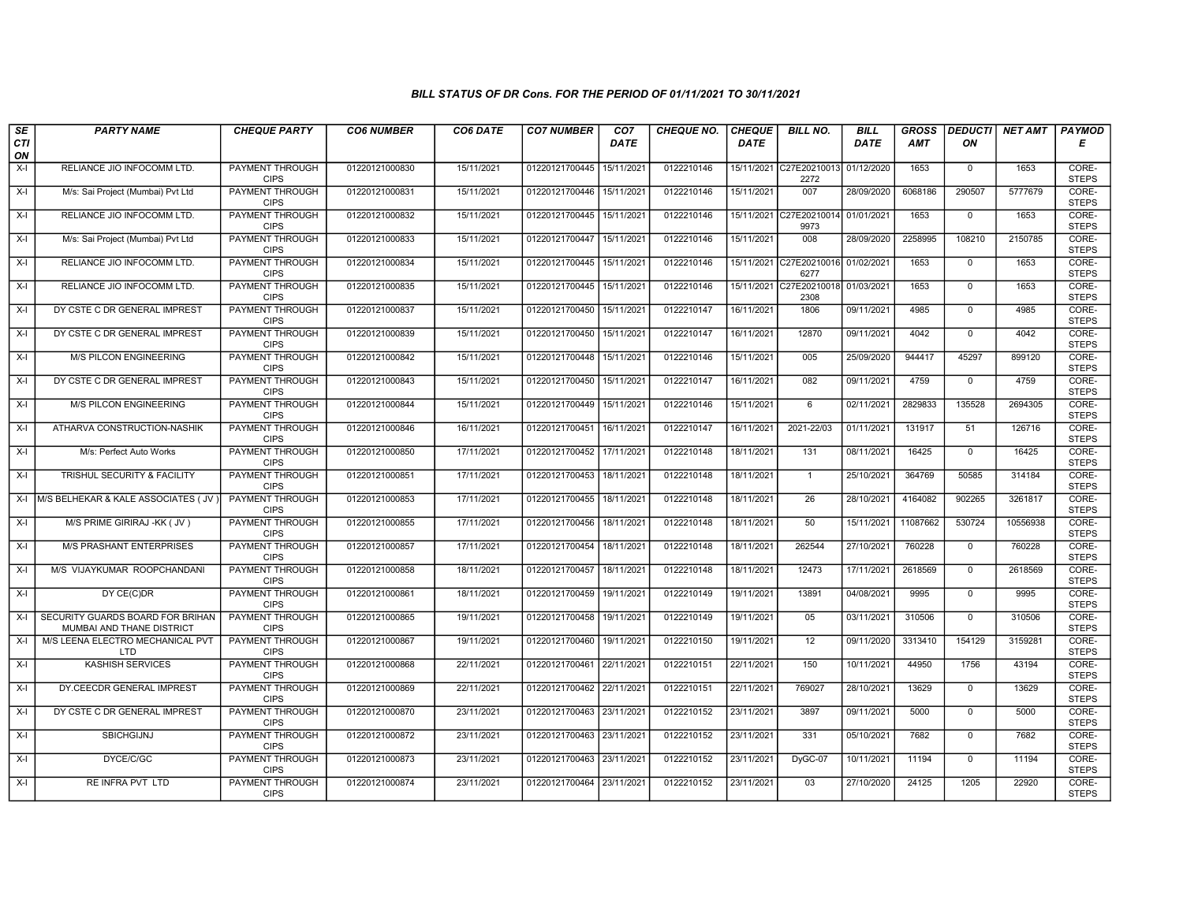### BILL STATUS OF DR Cons. FOR THE PERIOD OF 01/11/2021 TO 30/11/2021

| SECTION | PARTY NAME | CHEQUE PARTY | CO6 NUMBER | CO6 DATE | CO7 NUMBER | CO7 DATE | CHEQUE NO. | CHEQUE DATE | BILL NO. | BILL DATE | GROSS AMT | DEDUCTION | NET AMT | PAYMODE |
|---|---|---|---|---|---|---|---|---|---|---|---|---|---|---|
| X-I | RELIANCE JIO INFOCOMM LTD. | PAYMENT THROUGH CIPS | 01220121000830 | 15/11/2021 | 01220121700445 | 15/11/2021 | 0122210146 | 15/11/2021 | C27E202100132272 | 01/12/2020 | 1653 | 0 | 1653 | CORE-STEPS |
| X-I | M/s: Sai Project (Mumbai) Pvt Ltd | PAYMENT THROUGH CIPS | 01220121000831 | 15/11/2021 | 01220121700446 | 15/11/2021 | 0122210146 | 15/11/2021 | 007 | 28/09/2020 | 6068186 | 290507 | 5777679 | CORE-STEPS |
| X-I | RELIANCE JIO INFOCOMM LTD. | PAYMENT THROUGH CIPS | 01220121000832 | 15/11/2021 | 01220121700445 | 15/11/2021 | 0122210146 | 15/11/2021 | C27E202100149973 | 01/01/2021 | 1653 | 0 | 1653 | CORE-STEPS |
| X-I | M/s: Sai Project (Mumbai) Pvt Ltd | PAYMENT THROUGH CIPS | 01220121000833 | 15/11/2021 | 01220121700447 | 15/11/2021 | 0122210146 | 15/11/2021 | 008 | 28/09/2020 | 2258995 | 108210 | 2150785 | CORE-STEPS |
| X-I | RELIANCE JIO INFOCOMM LTD. | PAYMENT THROUGH CIPS | 01220121000834 | 15/11/2021 | 01220121700445 | 15/11/2021 | 0122210146 | 15/11/2021 | C27E202100166277 | 01/02/2021 | 1653 | 0 | 1653 | CORE-STEPS |
| X-I | RELIANCE JIO INFOCOMM LTD. | PAYMENT THROUGH CIPS | 01220121000835 | 15/11/2021 | 01220121700445 | 15/11/2021 | 0122210146 | 15/11/2021 | C27E202100182308 | 01/03/2021 | 1653 | 0 | 1653 | CORE-STEPS |
| X-I | DY CSTE C DR GENERAL IMPREST | PAYMENT THROUGH CIPS | 01220121000837 | 15/11/2021 | 01220121700450 | 15/11/2021 | 0122210147 | 16/11/2021 | 1806 | 09/11/2021 | 4985 | 0 | 4985 | CORE-STEPS |
| X-I | DY CSTE C DR GENERAL IMPREST | PAYMENT THROUGH CIPS | 01220121000839 | 15/11/2021 | 01220121700450 | 15/11/2021 | 0122210147 | 16/11/2021 | 12870 | 09/11/2021 | 4042 | 0 | 4042 | CORE-STEPS |
| X-I | M/S PILCON ENGINEERING | PAYMENT THROUGH CIPS | 01220121000842 | 15/11/2021 | 01220121700448 | 15/11/2021 | 0122210146 | 15/11/2021 | 005 | 25/09/2020 | 944417 | 45297 | 899120 | CORE-STEPS |
| X-I | DY CSTE C DR GENERAL IMPREST | PAYMENT THROUGH CIPS | 01220121000843 | 15/11/2021 | 01220121700450 | 15/11/2021 | 0122210147 | 16/11/2021 | 082 | 09/11/2021 | 4759 | 0 | 4759 | CORE-STEPS |
| X-I | M/S PILCON ENGINEERING | PAYMENT THROUGH CIPS | 01220121000844 | 15/11/2021 | 01220121700449 | 15/11/2021 | 0122210146 | 15/11/2021 | 6 | 02/11/2021 | 2829833 | 135528 | 2694305 | CORE-STEPS |
| X-I | ATHARVA CONSTRUCTION-NASHIK | PAYMENT THROUGH CIPS | 01220121000846 | 16/11/2021 | 01220121700451 | 16/11/2021 | 0122210147 | 16/11/2021 | 2021-22/03 | 01/11/2021 | 131917 | 51 | 126716 | CORE-STEPS |
| X-I | M/s: Perfect Auto Works | PAYMENT THROUGH CIPS | 01220121000850 | 17/11/2021 | 01220121700452 | 17/11/2021 | 0122210148 | 18/11/2021 | 131 | 08/11/2021 | 16425 | 0 | 16425 | CORE-STEPS |
| X-I | TRISHUL SECURITY & FACILITY | PAYMENT THROUGH CIPS | 01220121000851 | 17/11/2021 | 01220121700453 | 18/11/2021 | 0122210148 | 18/11/2021 | 1 | 25/10/2021 | 364769 | 50585 | 314184 | CORE-STEPS |
| X-I | M/S BELHEKAR & KALE ASSOCIATES ( JV ) | PAYMENT THROUGH CIPS | 01220121000853 | 17/11/2021 | 01220121700455 | 18/11/2021 | 0122210148 | 18/11/2021 | 26 | 28/10/2021 | 4164082 | 902265 | 3261817 | CORE-STEPS |
| X-I | M/S PRIME GIRIRAJ -KK ( JV ) | PAYMENT THROUGH CIPS | 01220121000855 | 17/11/2021 | 01220121700456 | 18/11/2021 | 0122210148 | 18/11/2021 | 50 | 15/11/2021 | 11087662 | 530724 | 10556938 | CORE-STEPS |
| X-I | M/S PRASHANT ENTERPRISES | PAYMENT THROUGH CIPS | 01220121000857 | 17/11/2021 | 01220121700454 | 18/11/2021 | 0122210148 | 18/11/2021 | 262544 | 27/10/2021 | 760228 | 0 | 760228 | CORE-STEPS |
| X-I | M/S VIJAYKUMAR ROOPCHANDANI | PAYMENT THROUGH CIPS | 01220121000858 | 18/11/2021 | 01220121700457 | 18/11/2021 | 0122210148 | 18/11/2021 | 12473 | 17/11/2021 | 2618569 | 0 | 2618569 | CORE-STEPS |
| X-I | DY CE(C)DR | PAYMENT THROUGH CIPS | 01220121000861 | 18/11/2021 | 01220121700459 | 19/11/2021 | 0122210149 | 19/11/2021 | 13891 | 04/08/2021 | 9995 | 0 | 9995 | CORE-STEPS |
| X-I | SECURITY GUARDS BOARD FOR BRIHAN MUMBAI AND THANE DISTRICT | PAYMENT THROUGH CIPS | 01220121000865 | 19/11/2021 | 01220121700458 | 19/11/2021 | 0122210149 | 19/11/2021 | 05 | 03/11/2021 | 310506 | 0 | 310506 | CORE-STEPS |
| X-I | M/S LEENA ELECTRO MECHANICAL PVT LTD | PAYMENT THROUGH CIPS | 01220121000867 | 19/11/2021 | 01220121700460 | 19/11/2021 | 0122210150 | 19/11/2021 | 12 | 09/11/2020 | 3313410 | 154129 | 3159281 | CORE-STEPS |
| X-I | KASHISH SERVICES | PAYMENT THROUGH CIPS | 01220121000868 | 22/11/2021 | 01220121700461 | 22/11/2021 | 0122210151 | 22/11/2021 | 150 | 10/11/2021 | 44950 | 1756 | 43194 | CORE-STEPS |
| X-I | DY.CEECDR GENERAL IMPREST | PAYMENT THROUGH CIPS | 01220121000869 | 22/11/2021 | 01220121700462 | 22/11/2021 | 0122210151 | 22/11/2021 | 769027 | 28/10/2021 | 13629 | 0 | 13629 | CORE-STEPS |
| X-I | DY CSTE C DR GENERAL IMPREST | PAYMENT THROUGH CIPS | 01220121000870 | 23/11/2021 | 01220121700463 | 23/11/2021 | 0122210152 | 23/11/2021 | 3897 | 09/11/2021 | 5000 | 0 | 5000 | CORE-STEPS |
| X-I | SBICHGIJNJ | PAYMENT THROUGH CIPS | 01220121000872 | 23/11/2021 | 01220121700463 | 23/11/2021 | 0122210152 | 23/11/2021 | 331 | 05/10/2021 | 7682 | 0 | 7682 | CORE-STEPS |
| X-I | DYCE/C/GC | PAYMENT THROUGH CIPS | 01220121000873 | 23/11/2021 | 01220121700463 | 23/11/2021 | 0122210152 | 23/11/2021 | DyGC-07 | 10/11/2021 | 11194 | 0 | 11194 | CORE-STEPS |
| X-I | RE INFRA PVT LTD | PAYMENT THROUGH CIPS | 01220121000874 | 23/11/2021 | 01220121700464 | 23/11/2021 | 0122210152 | 23/11/2021 | 03 | 27/10/2020 | 24125 | 1205 | 22920 | CORE-STEPS |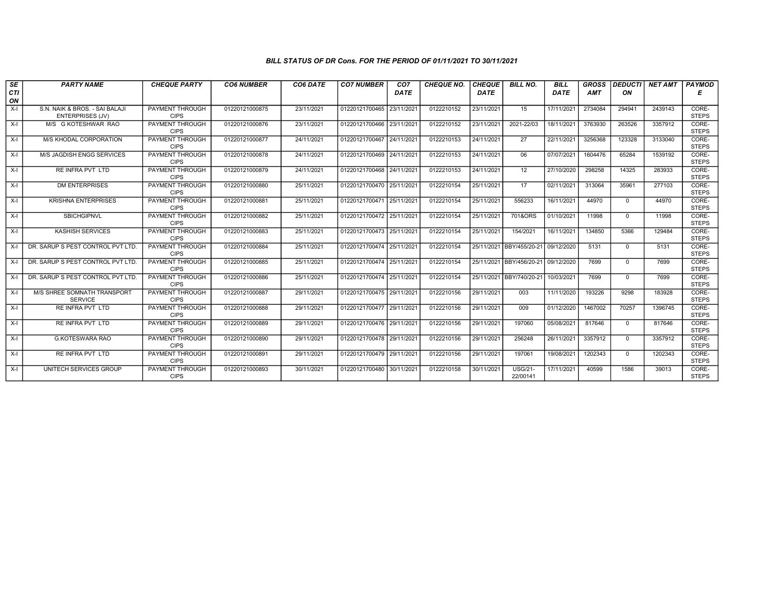*BILL STATUS OF DR Cons. FOR THE PERIOD OF 01/11/2021 TO 30/11/2021*

| SECTION | PARTY NAME | CHEQUE PARTY | CO6 NUMBER | CO6 DATE | CO7 NUMBER | CO7 DATE | CHEQUE NO. | CHEQUE DATE | BILL NO. | BILL DATE | GROSS AMT | DEDUCTION | NET AMT | PAYMODE |
|---|---|---|---|---|---|---|---|---|---|---|---|---|---|---|
| X-I | S.N. NAIK & BROS. - SAI BALAJI ENTERPRISES (JV) | PAYMENT THROUGH CIPS | 01220121000875 | 23/11/2021 | 01220121700465 | 23/11/2021 | 0122210152 | 23/11/2021 | 15 | 17/11/2021 | 2734084 | 294941 | 2439143 | CORE-STEPS |
| X-I | M/S G KOTESHWAR RAO | PAYMENT THROUGH CIPS | 01220121000876 | 23/11/2021 | 01220121700466 | 23/11/2021 | 0122210152 | 23/11/2021 | 2021-22/03 | 18/11/2021 | 3763930 | 263526 | 3357912 | CORE-STEPS |
| X-I | M/S KHODAL CORPORATION | PAYMENT THROUGH CIPS | 01220121000877 | 24/11/2021 | 01220121700467 | 24/11/2021 | 0122210153 | 24/11/2021 | 27 | 22/11/2021 | 3256368 | 123328 | 3133040 | CORE-STEPS |
| X-I | M/S JAGDISH ENGG SERVICES | PAYMENT THROUGH CIPS | 01220121000878 | 24/11/2021 | 01220121700469 | 24/11/2021 | 0122210153 | 24/11/2021 | 06 | 07/07/2021 | 1604476 | 65284 | 1539192 | CORE-STEPS |
| X-I | RE INFRA PVT LTD | PAYMENT THROUGH CIPS | 01220121000879 | 24/11/2021 | 01220121700468 | 24/11/2021 | 0122210153 | 24/11/2021 | 12 | 27/10/2020 | 298258 | 14325 | 283933 | CORE-STEPS |
| X-I | DM ENTERPRISES | PAYMENT THROUGH CIPS | 01220121000880 | 25/11/2021 | 01220121700470 | 25/11/2021 | 0122210154 | 25/11/2021 | 17 | 02/11/2021 | 313064 | 35961 | 277103 | CORE-STEPS |
| X-I | KRISHNA ENTERPRISES | PAYMENT THROUGH CIPS | 01220121000881 | 25/11/2021 | 01220121700471 | 25/11/2021 | 0122210154 | 25/11/2021 | 556233 | 16/11/2021 | 44970 | 0 | 44970 | CORE-STEPS |
| X-I | SBICHGIPNVL | PAYMENT THROUGH CIPS | 01220121000882 | 25/11/2021 | 01220121700472 | 25/11/2021 | 0122210154 | 25/11/2021 | 701&ORS | 01/10/2021 | 11998 | 0 | 11998 | CORE-STEPS |
| X-I | KASHISH SERVICES | PAYMENT THROUGH CIPS | 01220121000883 | 25/11/2021 | 01220121700473 | 25/11/2021 | 0122210154 | 25/11/2021 | 154/2021 | 16/11/2021 | 134850 | 5366 | 129484 | CORE-STEPS |
| X-I | DR. SARUP S PEST CONTROL PVT LTD. | PAYMENT THROUGH CIPS | 01220121000884 | 25/11/2021 | 01220121700474 | 25/11/2021 | 0122210154 | 25/11/2021 | BBY/455/20-21 | 09/12/2020 | 5131 | 0 | 5131 | CORE-STEPS |
| X-I | DR. SARUP S PEST CONTROL PVT LTD. | PAYMENT THROUGH CIPS | 01220121000885 | 25/11/2021 | 01220121700474 | 25/11/2021 | 0122210154 | 25/11/2021 | BBY/456/20-21 | 09/12/2020 | 7699 | 0 | 7699 | CORE-STEPS |
| X-I | DR. SARUP S PEST CONTROL PVT LTD. | PAYMENT THROUGH CIPS | 01220121000886 | 25/11/2021 | 01220121700474 | 25/11/2021 | 0122210154 | 25/11/2021 | BBY/740/20-21 | 10/03/2021 | 7699 | 0 | 7699 | CORE-STEPS |
| X-I | M/S SHREE SOMNATH TRANSPORT SERVICE | PAYMENT THROUGH CIPS | 01220121000887 | 29/11/2021 | 01220121700475 | 29/11/2021 | 0122210156 | 29/11/2021 | 003 | 11/11/2020 | 193226 | 9298 | 183928 | CORE-STEPS |
| X-I | RE INFRA PVT LTD | PAYMENT THROUGH CIPS | 01220121000888 | 29/11/2021 | 01220121700477 | 29/11/2021 | 0122210156 | 29/11/2021 | 009 | 01/12/2020 | 1467002 | 70257 | 1396745 | CORE-STEPS |
| X-I | RE INFRA PVT LTD | PAYMENT THROUGH CIPS | 01220121000889 | 29/11/2021 | 01220121700476 | 29/11/2021 | 0122210156 | 29/11/2021 | 197060 | 05/08/2021 | 817646 | 0 | 817646 | CORE-STEPS |
| X-I | G.KOTESWARA RAO | PAYMENT THROUGH CIPS | 01220121000890 | 29/11/2021 | 01220121700478 | 29/11/2021 | 0122210156 | 29/11/2021 | 256248 | 26/11/2021 | 3357912 | 0 | 3357912 | CORE-STEPS |
| X-I | RE INFRA PVT LTD | PAYMENT THROUGH CIPS | 01220121000891 | 29/11/2021 | 01220121700479 | 29/11/2021 | 0122210156 | 29/11/2021 | 197061 | 19/08/2021 | 1202343 | 0 | 1202343 | CORE-STEPS |
| X-I | UNITECH SERVICES GROUP | PAYMENT THROUGH CIPS | 01220121000893 | 30/11/2021 | 01220121700480 | 30/11/2021 | 0122210158 | 30/11/2021 | USG/21-22/00141 | 17/11/2021 | 40599 | 1586 | 39013 | CORE-STEPS |